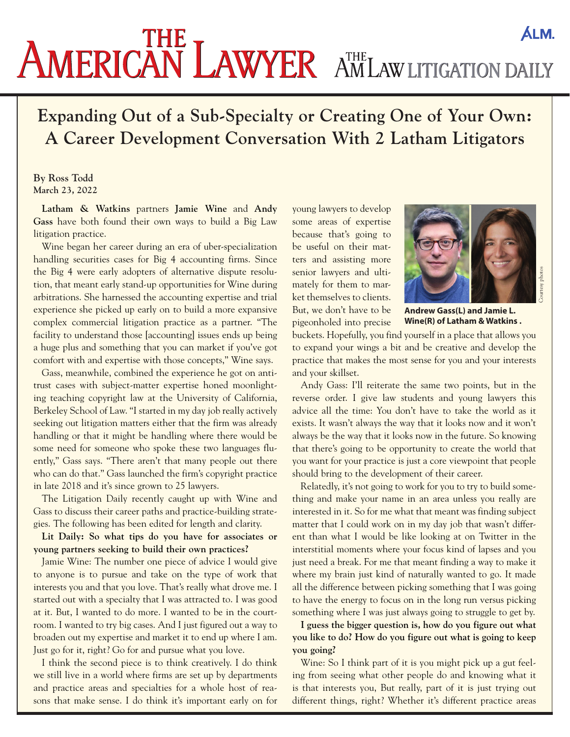# Expanding Out of a Sub-Specialty or Creating One of Your Own: A Career Development Conversation With 2 Latham Litigators

**By Ross Todd**
**March 23, 2022**

**Latham & Watkins** partners **Jamie Wine** and **Andy Gass** have both found their own ways to build a Big Law litigation practice.

Wine began her career during an era of uber-specialization handling securities cases for Big 4 accounting firms. Since the Big 4 were early adopters of alternative dispute resolution, that meant early stand-up opportunities for Wine during arbitrations. She harnessed the accounting expertise and trial experience she picked up early on to build a more expansive complex commercial litigation practice as a partner. "The facility to understand those [accounting] issues ends up being a huge plus and something that you can market if you've got comfort with and expertise with those concepts," Wine says.

Gass, meanwhile, combined the experience he got on antitrust cases with subject-matter expertise honed moonlighting teaching copyright law at the University of California, Berkeley School of Law. "I started in my day job really actively seeking out litigation matters either that the firm was already handling or that it might be handling where there would be some need for someone who spoke these two languages fluently," Gass says. "There aren't that many people out there who can do that." Gass launched the firm's copyright practice in late 2018 and it's since grown to 25 lawyers.

The Litigation Daily recently caught up with Wine and Gass to discuss their career paths and practice-building strategies. The following has been edited for length and clarity.

**Lit Daily: So what tips do you have for associates or young partners seeking to build their own practices?**

Jamie Wine: The number one piece of advice I would give to anyone is to pursue and take on the type of work that interests you and that you love. That's really what drove me. I started out with a specialty that I was attracted to. I was good at it. But, I wanted to do more. I wanted to be in the courtroom. I wanted to try big cases. And I just figured out a way to broaden out my expertise and market it to end up where I am. Just go for it, right? Go for and pursue what you love.

I think the second piece is to think creatively. I do think we still live in a world where firms are set up by departments and practice areas and specialties for a whole host of reasons that make sense. I do think it's important early on for young lawyers to develop some areas of expertise because that's going to be useful on their matters and assisting more senior lawyers and ultimately for them to market themselves to clients. But, we don't have to be pigeonholed into precise buckets. Hopefully, you find yourself in a place that allows you to expand your wings a bit and be creative and develop the practice that makes the most sense for you and your interests and your skillset.

**Andrew Gass(L) and Jamie L. Wine(R) of Latham & Watkins .**

Andy Gass: I'll reiterate the same two points, but in the reverse order. I give law students and young lawyers this advice all the time: You don't have to take the world as it exists. It wasn't always the way that it looks now and it won't always be the way that it looks now in the future. So knowing that there's going to be opportunity to create the world that you want for your practice is just a core viewpoint that people should bring to the development of their career.

Relatedly, it's not going to work for you to try to build something and make your name in an area unless you really are interested in it. So for me what that meant was finding subject matter that I could work on in my day job that wasn't different than what I would be like looking at on Twitter in the interstitial moments where your focus kind of lapses and you just need a break. For me that meant finding a way to make it where my brain just kind of naturally wanted to go. It made all the difference between picking something that I was going to have the energy to focus on in the long run versus picking something where I was just always going to struggle to get by.

**I guess the bigger question is, how do you figure out what you like to do? How do you figure out what is going to keep you going?**

Wine: So I think part of it is you might pick up a gut feeling from seeing what other people do and knowing what it is that interests you, But really, part of it is just trying out different things, right? Whether it's different practice areas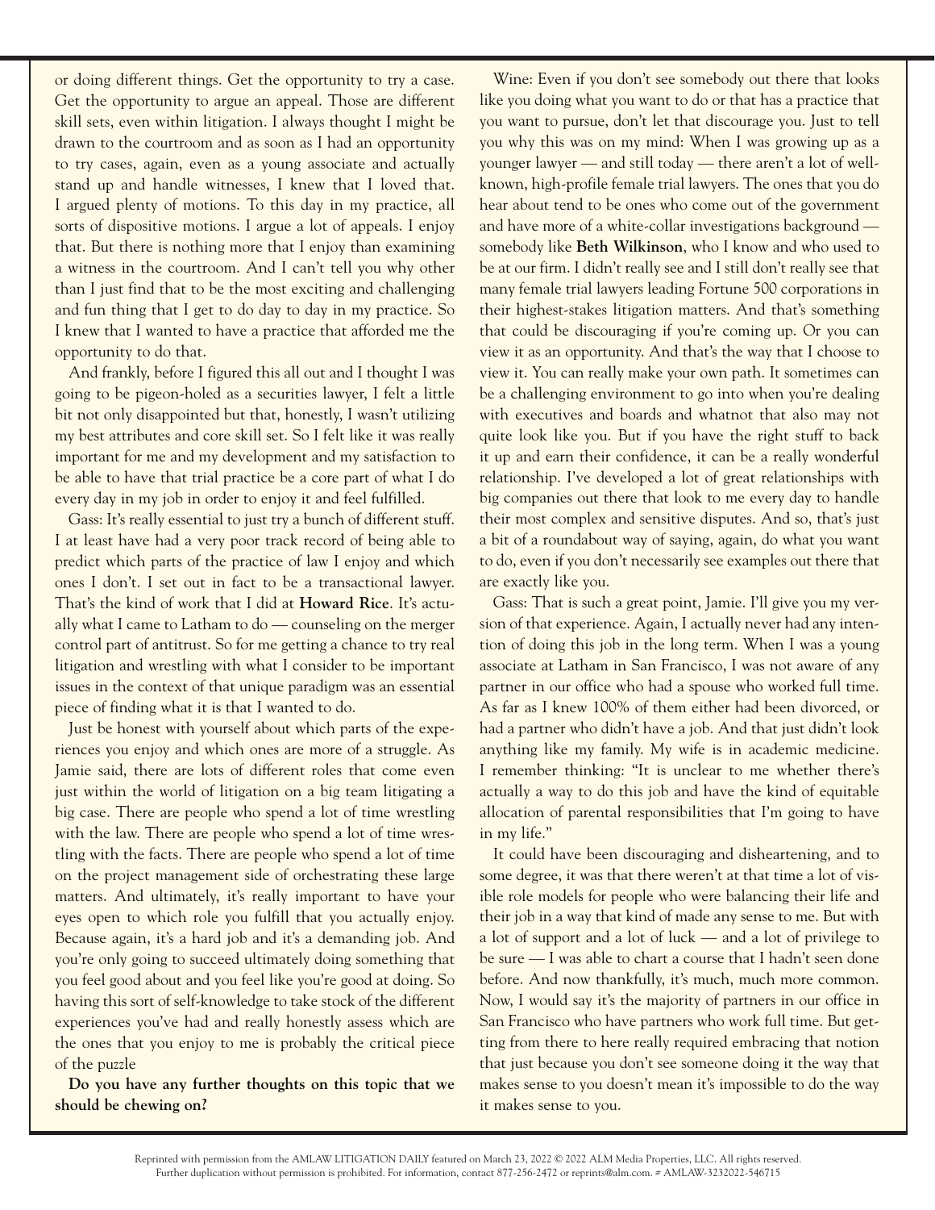or doing different things. Get the opportunity to try a case. Get the opportunity to argue an appeal. Those are different skill sets, even within litigation. I always thought I might be drawn to the courtroom and as soon as I had an opportunity to try cases, again, even as a young associate and actually stand up and handle witnesses, I knew that I loved that. I argued plenty of motions. To this day in my practice, all sorts of dispositive motions. I argue a lot of appeals. I enjoy that. But there is nothing more that I enjoy than examining a witness in the courtroom. And I can't tell you why other than I just find that to be the most exciting and challenging and fun thing that I get to do day to day in my practice. So I knew that I wanted to have a practice that afforded me the opportunity to do that.

And frankly, before I figured this all out and I thought I was going to be pigeon-holed as a securities lawyer, I felt a little bit not only disappointed but that, honestly, I wasn't utilizing my best attributes and core skill set. So I felt like it was really important for me and my development and my satisfaction to be able to have that trial practice be a core part of what I do every day in my job in order to enjoy it and feel fulfilled.

Gass: It's really essential to just try a bunch of different stuff. I at least have had a very poor track record of being able to predict which parts of the practice of law I enjoy and which ones I don't. I set out in fact to be a transactional lawyer. That's the kind of work that I did at **Howard Rice**. It's actually what I came to Latham to do — counseling on the merger control part of antitrust. So for me getting a chance to try real litigation and wrestling with what I consider to be important issues in the context of that unique paradigm was an essential piece of finding what it is that I wanted to do.

Just be honest with yourself about which parts of the experiences you enjoy and which ones are more of a struggle. As Jamie said, there are lots of different roles that come even just within the world of litigation on a big team litigating a big case. There are people who spend a lot of time wrestling with the law. There are people who spend a lot of time wrestling with the facts. There are people who spend a lot of time on the project management side of orchestrating these large matters. And ultimately, it's really important to have your eyes open to which role you fulfill that you actually enjoy. Because again, it's a hard job and it's a demanding job. And you're only going to succeed ultimately doing something that you feel good about and you feel like you're good at doing. So having this sort of self-knowledge to take stock of the different experiences you've had and really honestly assess which are the ones that you enjoy to me is probably the critical piece of the puzzle

**Do you have any further thoughts on this topic that we should be chewing on?**

Wine: Even if you don't see somebody out there that looks like you doing what you want to do or that has a practice that you want to pursue, don't let that discourage you. Just to tell you why this was on my mind: When I was growing up as a younger lawyer — and still today — there aren't a lot of well-known, high-profile female trial lawyers. The ones that you do hear about tend to be ones who come out of the government and have more of a white-collar investigations background — somebody like **Beth Wilkinson**, who I know and who used to be at our firm. I didn't really see and I still don't really see that many female trial lawyers leading Fortune 500 corporations in their highest-stakes litigation matters. And that's something that could be discouraging if you're coming up. Or you can view it as an opportunity. And that's the way that I choose to view it. You can really make your own path. It sometimes can be a challenging environment to go into when you're dealing with executives and boards and whatnot that also may not quite look like you. But if you have the right stuff to back it up and earn their confidence, it can be a really wonderful relationship. I've developed a lot of great relationships with big companies out there that look to me every day to handle their most complex and sensitive disputes. And so, that's just a bit of a roundabout way of saying, again, do what you want to do, even if you don't necessarily see examples out there that are exactly like you.

Gass: That is such a great point, Jamie. I'll give you my version of that experience. Again, I actually never had any intention of doing this job in the long term. When I was a young associate at Latham in San Francisco, I was not aware of any partner in our office who had a spouse who worked full time. As far as I knew 100% of them either had been divorced, or had a partner who didn't have a job. And that just didn't look anything like my family. My wife is in academic medicine. I remember thinking: "It is unclear to me whether there's actually a way to do this job and have the kind of equitable allocation of parental responsibilities that I'm going to have in my life."

It could have been discouraging and disheartening, and to some degree, it was that there weren't at that time a lot of visible role models for people who were balancing their life and their job in a way that kind of made any sense to me. But with a lot of support and a lot of luck — and a lot of privilege to be sure — I was able to chart a course that I hadn't seen done before. And now thankfully, it's much, much more common. Now, I would say it's the majority of partners in our office in San Francisco who have partners who work full time. But getting from there to here really required embracing that notion that just because you don't see someone doing it the way that makes sense to you doesn't mean it's impossible to do the way it makes sense to you.

Reprinted with permission from the AMLAW LITIGATION DAILY featured on March 23, 2022 © 2022 ALM Media Properties, LLC. All rights reserved. Further duplication without permission is prohibited. For information, contact 877-256-2472 or reprints@alm.com. # AMLAW-3232022-546715